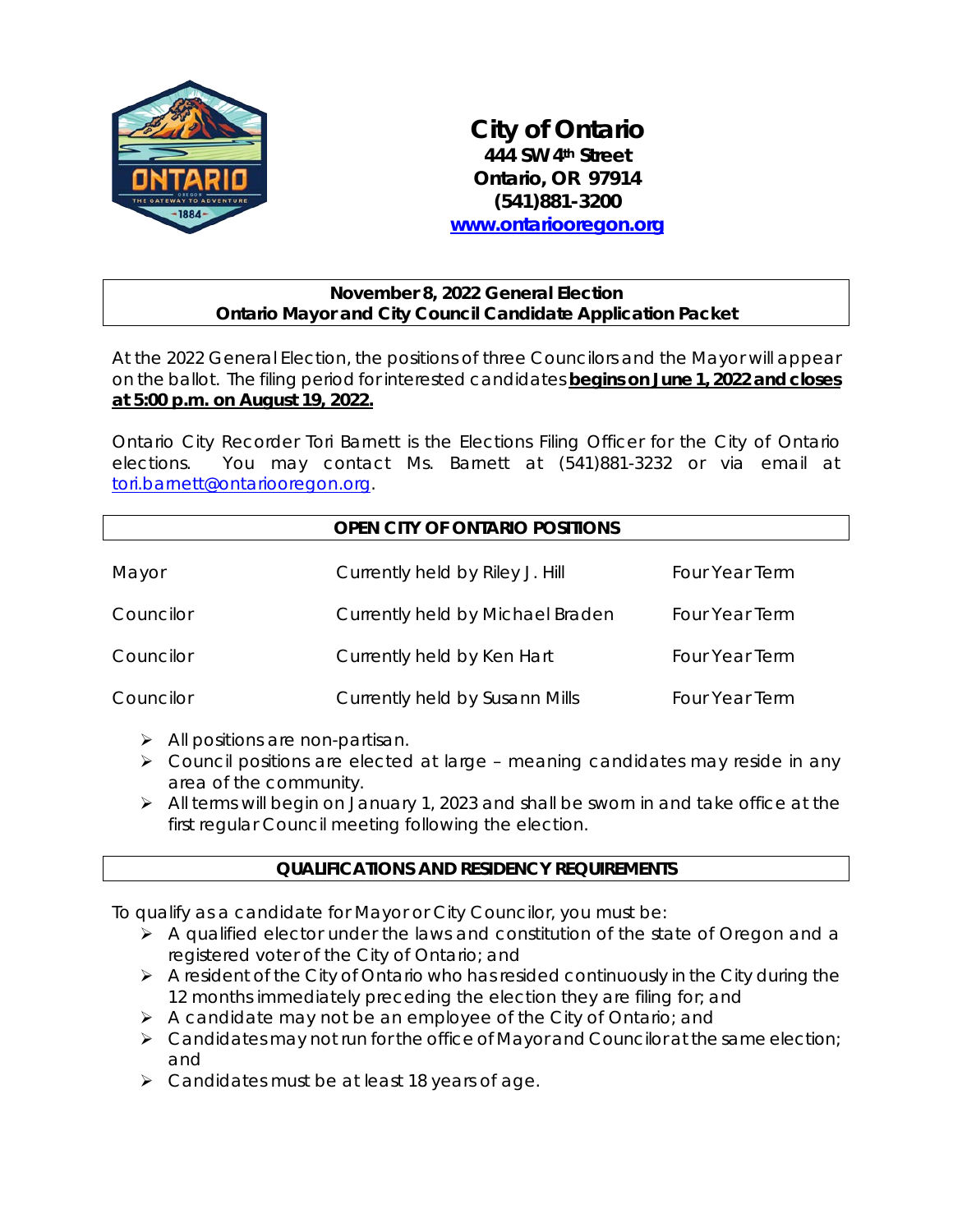# City of Ontario

**444 SW 4th Street**
**Ontario, OR 97914**
**(541)881-3200**
**[www.ontariooregon.org](http://www.ontariooregon.org)**

## November 8, 2022 General Election
## Ontario Mayor and City Council Candidate Application Packet

At the 2022 General Election, the positions of three Councilors and the Mayor will appear on the ballot. The filing period for interested candidates **begins on June 1, 2022 and closes at 5:00 p.m. on August 19, 2022.**

Ontario City Recorder Tori Barnett is the Elections Filing Officer for the City of Ontario elections. You may contact Ms. Barnett at (541)881-3232 or via email at tori.barnett@ontariooregon.org.

## OPEN CITY OF ONTARIO POSITIONS

| Position | Current Holder | Term |
|---|---|---|
| Mayor | Currently held by Riley J. Hill | Four Year Term |
| Councilor | Currently held by Michael Braden | Four Year Term |
| Councilor | Currently held by Ken Hart | Four Year Term |
| Councilor | Currently held by Susann Mills | Four Year Term |

- All positions are non-partisan.
- Council positions are elected at large – meaning candidates may reside in any area of the community.
- All terms will begin on January 1, 2023 and shall be sworn in and take office at the first regular Council meeting following the election.

## QUALIFICATIONS AND RESIDENCY REQUIREMENTS

To qualify as a candidate for Mayor or City Councilor, you must be:

- A qualified elector under the laws and constitution of the state of Oregon and a registered voter of the City of Ontario; and
- A resident of the City of Ontario who has resided continuously in the City during the 12 months immediately preceding the election they are filing for; and
- A candidate may not be an employee of the City of Ontario; and
- Candidates may not run for the office of Mayor and Councilor at the same election; and
- Candidates must be at least 18 years of age.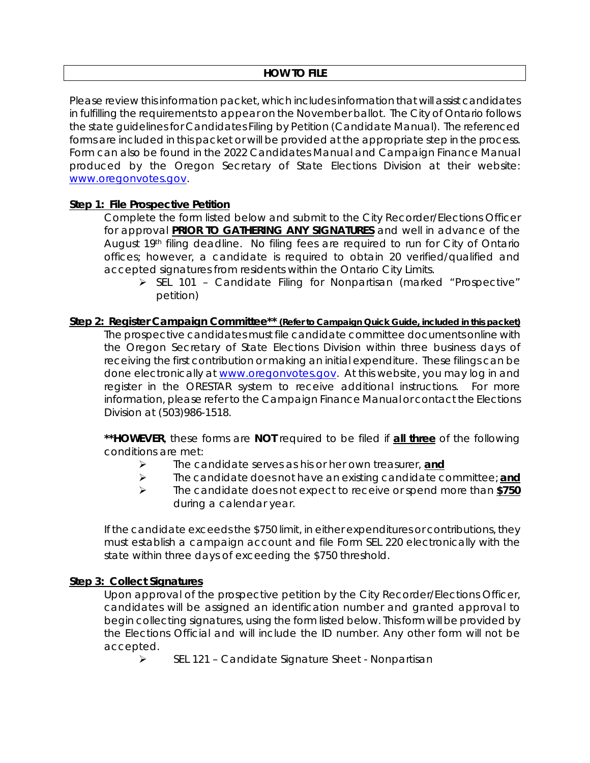## HOW TO FILE

Please review this information packet, which includes information that will assist candidates in fulfilling the requirements to appear on the November ballot. The City of Ontario follows the state guidelines for Candidates Filing by Petition (Candidate Manual). The referenced forms are included in this packet or will be provided at the appropriate step in the process. Form can also be found in the 2022 Candidates Manual and Campaign Finance Manual produced by the Oregon Secretary of State Elections Division at their website: [www.oregonvotes.gov](http://www.oregonvotes.gov).

**Step 1: File Prospective Petition**

Complete the form listed below and submit to the City Recorder/Elections Officer for approval **PRIOR TO GATHERING ANY SIGNATURES** and well in advance of the August 19th filing deadline. No filing fees are required to run for City of Ontario offices; however, a candidate is required to obtain 20 verified/qualified and accepted signatures from residents within the Ontario City Limits.

- SEL 101 – Candidate Filing for Nonpartisan (marked "Prospective" petition)

**Step 2: Register Campaign Committee\*\* (Refer to Campaign Quick Guide, included in this packet)**

The prospective candidates must file candidate committee documents online with the Oregon Secretary of State Elections Division within three business days of receiving the first contribution or making an initial expenditure. These filings can be done electronically at [www.oregonvotes.gov](http://www.oregonvotes.gov). At this website, you may log in and register in the ORESTAR system to receive additional instructions. For more information, please refer to the Campaign Finance Manual or contact the Elections Division at (503)986-1518.

**\*\*HOWEVER**, these forms are **NOT** required to be filed if **all three** of the following conditions are met:

- The candidate serves as his or her own treasurer, **and**
- The candidate does not have an existing candidate committee; **and**
- The candidate does not expect to receive or spend more than **$750** during a calendar year.

If the candidate exceeds the $750 limit, in either expenditures or contributions, they must establish a campaign account and file Form SEL 220 electronically with the state within three days of exceeding the $750 threshold.

**Step 3: Collect Signatures**

Upon approval of the prospective petition by the City Recorder/Elections Officer, candidates will be assigned an identification number and granted approval to begin collecting signatures, using the form listed below. This form will be provided by the Elections Official and will include the ID number. Any other form will not be accepted.

- SEL 121 – Candidate Signature Sheet - Nonpartisan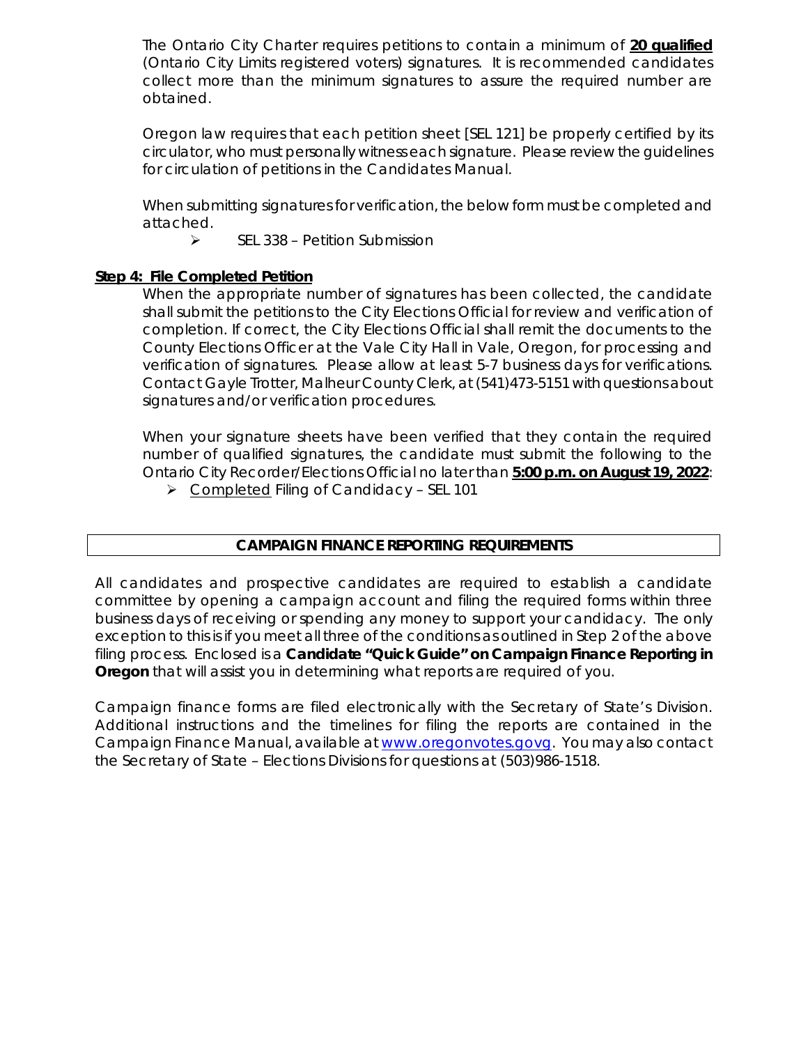The Ontario City Charter requires petitions to contain a minimum of **<u>20 qualified</u>** (Ontario City Limits registered voters) signatures. It is recommended candidates collect more than the minimum signatures to assure the required number are obtained.

Oregon law requires that each petition sheet [SEL 121] be properly certified by its circulator, who must personally witness each signature. Please review the guidelines for circulation of petitions in the Candidates Manual.

When submitting signatures for verification, the below form must be completed and attached.

- SEL 338 – Petition Submission

**<u>Step 4: File Completed Petition</u>**

When the appropriate number of signatures has been collected, the candidate shall submit the petitions to the City Elections Official for review and verification of completion. If correct, the City Elections Official shall remit the documents to the County Elections Officer at the Vale City Hall in Vale, Oregon, for processing and verification of signatures. Please allow at least 5-7 business days for verifications. Contact Gayle Trotter, Malheur County Clerk, at (541)473-5151 with questions about signatures and/or verification procedures.

When your signature sheets have been verified that they contain the required number of qualified signatures, the candidate must submit the following to the Ontario City Recorder/Elections Official no later than **<u>5:00 p.m. on August 19, 2022</u>**:

- <u>Completed</u> Filing of Candidacy – SEL 101

## CAMPAIGN FINANCE REPORTING REQUIREMENTS

All candidates and prospective candidates are required to establish a candidate committee by opening a campaign account and filing the required forms within three business days of receiving or spending any money to support your candidacy. The only exception to this is if you meet all three of the conditions as outlined in Step 2 of the above filing process. Enclosed is a **Candidate "Quick Guide" on Campaign Finance Reporting in Oregon** that will assist you in determining what reports are required of you.

Campaign finance forms are filed electronically with the Secretary of State's Division. Additional instructions and the timelines for filing the reports are contained in the Campaign Finance Manual, available at www.oregonvotes.govg. You may also contact the Secretary of State – Elections Divisions for questions at (503)986-1518.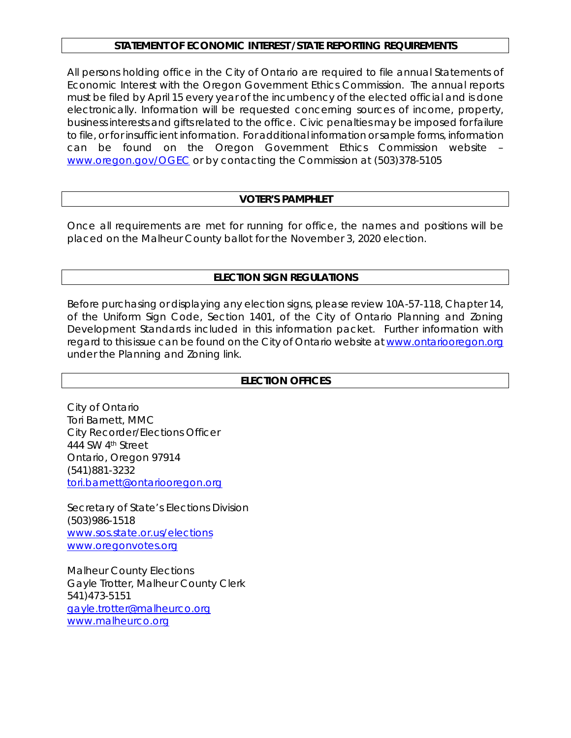## STATEMENT OF ECONOMIC INTEREST / STATE REPORTING REQUIREMENTS

All persons holding office in the City of Ontario are required to file annual Statements of Economic Interest with the Oregon Government Ethics Commission. The annual reports must be filed by April 15 every year of the incumbency of the elected official and is done electronically. Information will be requested concerning sources of income, property, business interests and gifts related to the office. Civic penalties may be imposed for failure to file, or for insufficient information. For additional information or sample forms, information can be found on the Oregon Government Ethics Commission website – www.oregon.gov/OGEC or by contacting the Commission at (503)378-5105

## VOTER'S PAMPHLET

Once all requirements are met for running for office, the names and positions will be placed on the Malheur County ballot for the November 3, 2020 election.

## ELECTION SIGN REGULATIONS

Before purchasing or displaying any election signs, please review 10A-57-118, Chapter 14, of the Uniform Sign Code, Section 1401, of the City of Ontario Planning and Zoning Development Standards included in this information packet. Further information with regard to this issue can be found on the City of Ontario website at www.ontariooregon.org under the Planning and Zoning link.

## ELECTION OFFICES

City of Ontario
Tori Barnett, MMC
City Recorder/Elections Officer
444 SW 4th Street
Ontario, Oregon 97914
(541)881-3232
tori.barnett@ontariooregon.org

Secretary of State's Elections Division
(503)986-1518
www.sos.state.or.us/elections
www.oregonvotes.org

Malheur County Elections
Gayle Trotter, Malheur County Clerk
541)473-5151
gayle.trotter@malheurco.org
www.malheurco.org